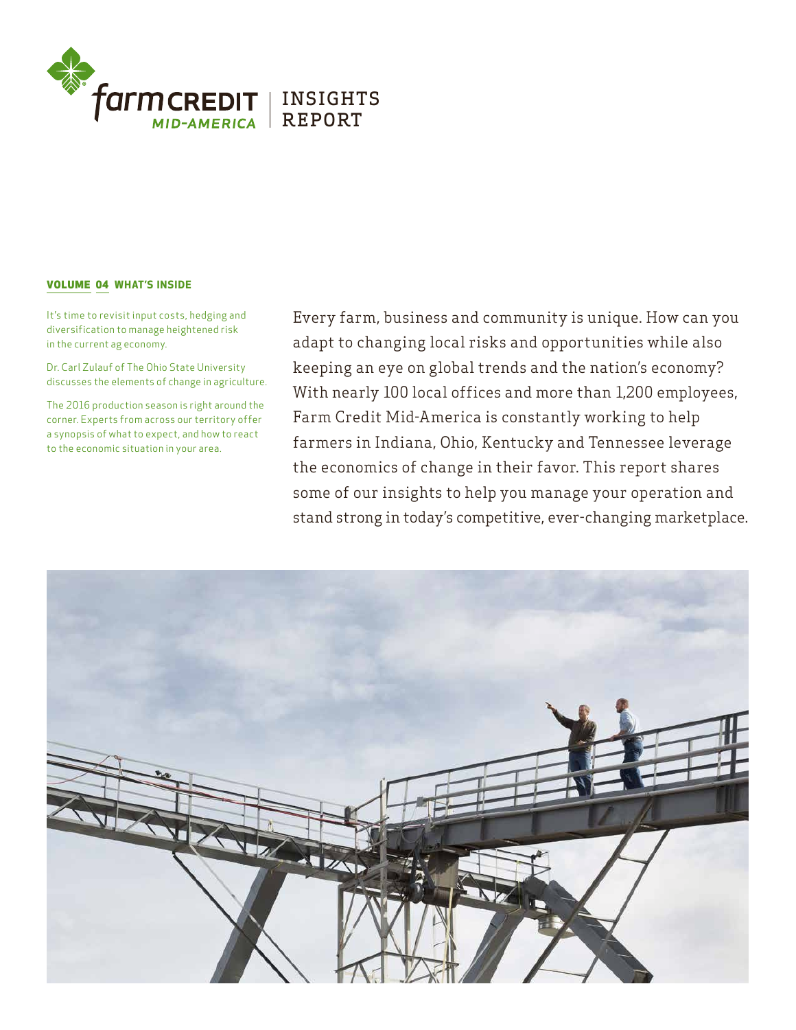# farm CREDIT MID-AMERICA | INSIGHTS REPORT

**VOLUME 04 WHAT'S INSIDE**

It's time to revisit input costs, hedging and diversification to manage heightened risk in the current ag economy.

Dr. Carl Zulauf of The Ohio State University discusses the elements of change in agriculture.

The 2016 production season is right around the corner. Experts from across our territory offer a synopsis of what to expect, and how to react to the economic situation in your area.

Every farm, business and community is unique. How can you adapt to changing local risks and opportunities while also keeping an eye on global trends and the nation's economy? With nearly 100 local offices and more than 1,200 employees, Farm Credit Mid-America is constantly working to help farmers in Indiana, Ohio, Kentucky and Tennessee leverage the economics of change in their favor. This report shares some of our insights to help you manage your operation and stand strong in today's competitive, ever-changing marketplace.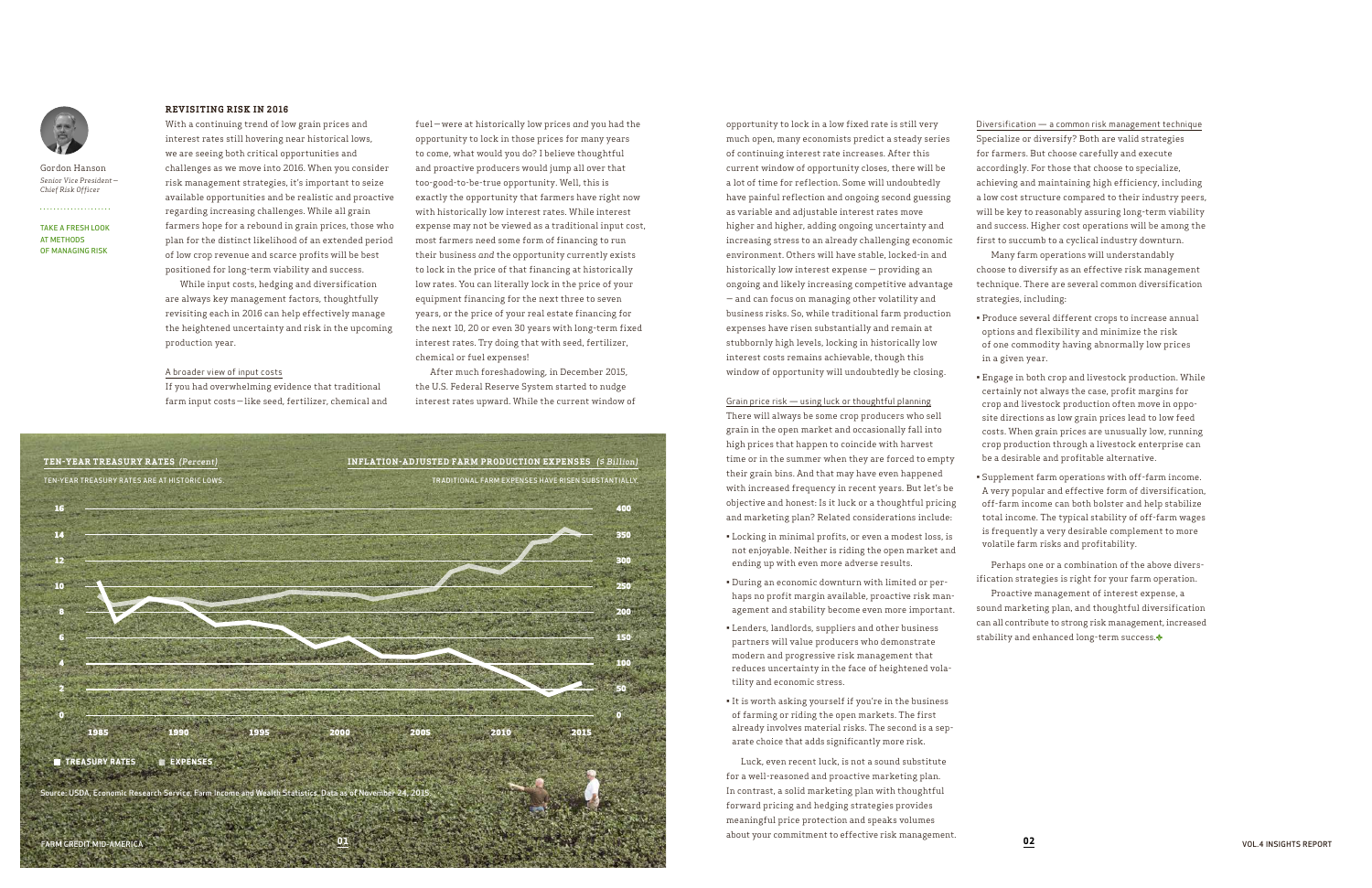Gordon Hanson
*Senior Vice President – Chief Risk Officer*

TAKE A FRESH LOOK AT METHODS OF MANAGING RISK

## REVISITING RISK IN 2016

With a continuing trend of low grain prices and interest rates still hovering near historical lows, we are seeing both critical opportunities and challenges as we move into 2016. When you consider risk management strategies, it's important to seize available opportunities and be realistic and proactive regarding increasing challenges. While all grain farmers hope for a rebound in grain prices, those who plan for the distinct likelihood of an extended period of low crop revenue and scarce profits will be best positioned for long-term viability and success.

While input costs, hedging and diversification are always key management factors, thoughtfully revisiting each in 2016 can help effectively manage the heightened uncertainty and risk in the upcoming production year.

### A broader view of input costs

If you had overwhelming evidence that traditional farm input costs — like seed, fertilizer, chemical and fuel — were at historically low prices *and* you had the opportunity to lock in those prices for many years to come, what would you do? I believe thoughtful and proactive producers would jump all over that too-good-to-be-true opportunity. Well, this is exactly the opportunity that farmers have right now with historically low interest rates. While interest expense may not be viewed as a traditional input cost, most farmers need some form of financing to run their business *and* the opportunity currently exists to lock in the price of that financing at historically low rates. You can literally lock in the price of your equipment financing for the next three to seven years, or the price of your real estate financing for the next 10, 20 or even 30 years with long-term fixed interest rates. Try doing that with seed, fertilizer, chemical or fuel expenses!

After much foreshadowing, in December 2015, the U.S. Federal Reserve System started to nudge interest rates upward. While the current window of opportunity to lock in a low fixed rate is still very much open, many economists predict a steady series of continuing interest rate increases. After this current window of opportunity closes, there will be a lot of time for reflection. Some will undoubtedly have painful reflection and ongoing second guessing as variable and adjustable interest rates move higher and higher, adding ongoing uncertainty and increasing stress to an already challenging economic environment. Others will have stable, locked-in and historically low interest expense — providing an ongoing and likely increasing competitive advantage — and can focus on managing other volatility and business risks. So, while traditional farm production expenses have risen substantially and remain at stubbornly high levels, locking in historically low interest costs remains achievable, though this window of opportunity will undoubtedly be closing.

**TEN-YEAR TREASURY RATES** *(Percent)* — TEN-YEAR TREASURY RATES ARE AT HISTORIC LOWS.

**INFLATION-ADJUSTED FARM PRODUCTION EXPENSES** *($ Billion)* — TRADITIONAL FARM EXPENSES HAVE RISEN SUBSTANTIALLY.

■ TREASURY RATES ■ EXPENSES

Source: USDA, Economic Research Service, Farm Income and Wealth Statistics. Data as of November 24, 2015.

### Grain price risk — using luck or thoughtful planning

There will always be some crop producers who sell grain in the open market and occasionally fall into high prices that happen to coincide with harvest time or in the summer when they are forced to empty their grain bins. And that may have even happened with increased frequency in recent years. But let's be objective and honest: Is it luck or a thoughtful pricing and marketing plan? Related considerations include:

- Locking in minimal profits, or even a modest loss, is not enjoyable. Neither is riding the open market and ending up with even more adverse results.
- During an economic downturn with limited or perhaps no profit margin available, proactive risk management and stability become even more important.
- Lenders, landlords, suppliers and other business partners will value producers who demonstrate modern and progressive risk management that reduces uncertainty in the face of heightened volatility and economic stress.
- It is worth asking yourself if you're in the business of farming or riding the open markets. The first already involves material risks. The second is a separate choice that adds significantly more risk.

Luck, even recent luck, is not a sound substitute for a well-reasoned and proactive marketing plan. In contrast, a solid marketing plan with thoughtful forward pricing and hedging strategies provides meaningful price protection and speaks volumes about your commitment to effective risk management.

### Diversification — a common risk management technique

Specialize or diversify? Both are valid strategies for farmers. But choose carefully and execute accordingly. For those that choose to specialize, achieving and maintaining high efficiency, including a low cost structure compared to their industry peers, will be key to reasonably assuring long-term viability and success. Higher cost operations will be among the first to succumb to a cyclical industry downturn.

Many farm operations will understandably choose to diversify as an effective risk management technique. There are several common diversification strategies, including:

- Produce several different crops to increase annual options and flexibility and minimize the risk of one commodity having abnormally low prices in a given year.
- Engage in both crop and livestock production. While certainly not always the case, profit margins for crop and livestock production often move in opposite directions as low grain prices lead to low feed costs. When grain prices are unusually low, running crop production through a livestock enterprise can be a desirable and profitable alternative.
- Supplement farm operations with off-farm income. A very popular and effective form of diversification, off-farm income can both bolster and help stabilize total income. The typical stability of off-farm wages is frequently a very desirable complement to more volatile farm risks and profitability.

Perhaps one or a combination of the above diversification strategies is right for your farm operation.

Proactive management of interest expense, a sound marketing plan, and thoughtful diversification can all contribute to strong risk management, increased stability and enhanced long-term success.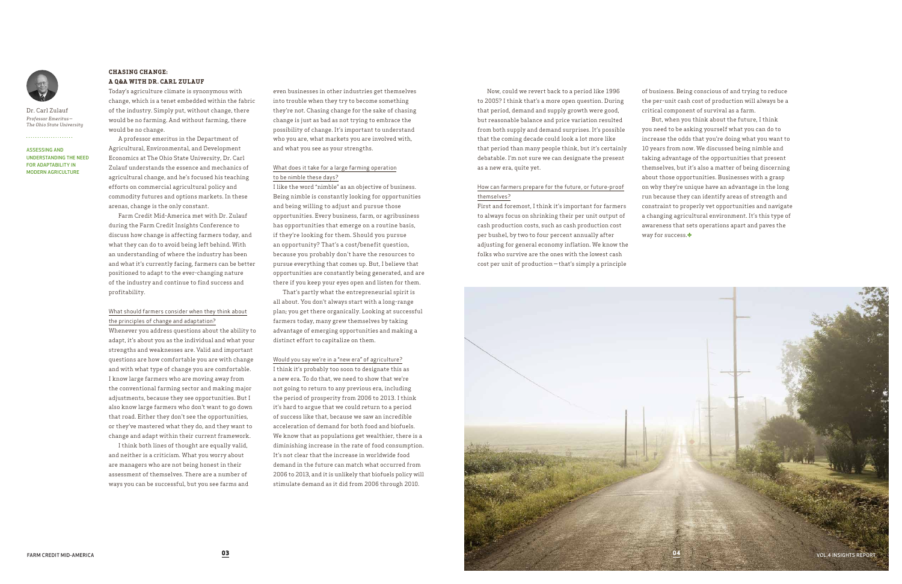## CHASING CHANGE: A Q&A WITH DR. CARL ZULAUF

Dr. Carl Zulauf
*Professor Emeritus— The Ohio State University*

ASSESSING AND UNDERSTANDING THE NEED FOR ADAPTABILITY IN MODERN AGRICULTURE

Today's agriculture climate is synonymous with change, which is a tenet embedded within the fabric of the industry. Simply put, without change, there would be no farming. And without farming, there would be no change.

A professor emeritus in the Department of Agricultural, Environmental, and Development Economics at The Ohio State University, Dr. Carl Zulauf understands the essence and mechanics of agricultural change, and he's focused his teaching efforts on commercial agricultural policy and commodity futures and options markets. In these arenas, change is the only constant.

Farm Credit Mid-America met with Dr. Zulauf during the Farm Credit Insights Conference to discuss how change is affecting farmers today, and what they can do to avoid being left behind. With an understanding of where the industry has been and what it's currently facing, farmers can be better positioned to adapt to the ever-changing nature of the industry and continue to find success and profitability.

### What should farmers consider when they think about the principles of change and adaptation?

Whenever you address questions about the ability to adapt, it's about you as the individual and what your strengths and weaknesses are. Valid and important questions are how comfortable you are with change and with what type of change you are comfortable. I know large farmers who are moving away from the conventional farming sector and making major adjustments, because they see opportunities. But I also know large farmers who don't want to go down that road. Either they don't see the opportunities, or they've mastered what they do, and they want to change and adapt within their current framework.

I think both lines of thought are equally valid, and neither is a criticism. What you worry about are managers who are not being honest in their assessment of themselves. There are a number of ways you can be successful, but you see farms and even businesses in other industries get themselves into trouble when they try to become something they're not. Chasing change for the sake of chasing change is just as bad as not trying to embrace the possibility of change. It's important to understand who you are, what markets you are involved with, and what you see as your strengths.

### What does it take for a large farming operation to be nimble these days?

I like the word "nimble" as an objective of business. Being nimble is constantly looking for opportunities and being willing to adjust and pursue those opportunities. Every business, farm, or agribusiness has opportunities that emerge on a routine basis, if they're looking for them. Should you pursue an opportunity? That's a cost/benefit question, because you probably don't have the resources to pursue everything that comes up. But, I believe that opportunities are constantly being generated, and are there if you keep your eyes open and listen for them.

That's partly what the entrepreneurial spirit is all about. You don't always start with a long-range plan; you get there organically. Looking at successful farmers today, many grew themselves by taking advantage of emerging opportunities and making a distinct effort to capitalize on them.

### Would you say we're in a "new era" of agriculture?

I think it's probably too soon to designate this as a new era. To do that, we need to show that we're not going to return to any previous era, including the period of prosperity from 2006 to 2013. I think it's hard to argue that we could return to a period of success like that, because we saw an incredible acceleration of demand for both food and biofuels. We know that as populations get wealthier, there is a diminishing increase in the rate of food consumption. It's not clear that the increase in worldwide food demand in the future can match what occurred from 2006 to 2013, and it is unlikely that biofuels policy will stimulate demand as it did from 2006 through 2010.

Now, could we revert back to a period like 1996 to 2005? I think that's a more open question. During that period, demand and supply growth were good, but reasonable balance and price variation resulted from both supply and demand surprises. It's possible that the coming decade could look a lot more like that period than many people think, but it's certainly debatable. I'm not sure we can designate the present as a new era, quite yet.

### How can farmers prepare for the future, or future-proof themselves?

First and foremost, I think it's important for farmers to always focus on shrinking their per unit output of cash production costs, such as cash production cost per bushel, by two to four percent annually after adjusting for general economy inflation. We know the folks who survive are the ones with the lowest cash cost per unit of production—that's simply a principle of business. Being conscious of and trying to reduce the per-unit cash cost of production will always be a critical component of survival as a farm.

But, when you think about the future, I think you need to be asking yourself what you can do to increase the odds that you're doing what you want to 10 years from now. We discussed being nimble and taking advantage of the opportunities that present themselves, but it's also a matter of being discerning about those opportunities. Businesses with a grasp on why they're unique have an advantage in the long run because they can identify areas of strength and constraint to properly vet opportunities and navigate a changing agricultural environment. It's this type of awareness that sets operations apart and paves the way for success.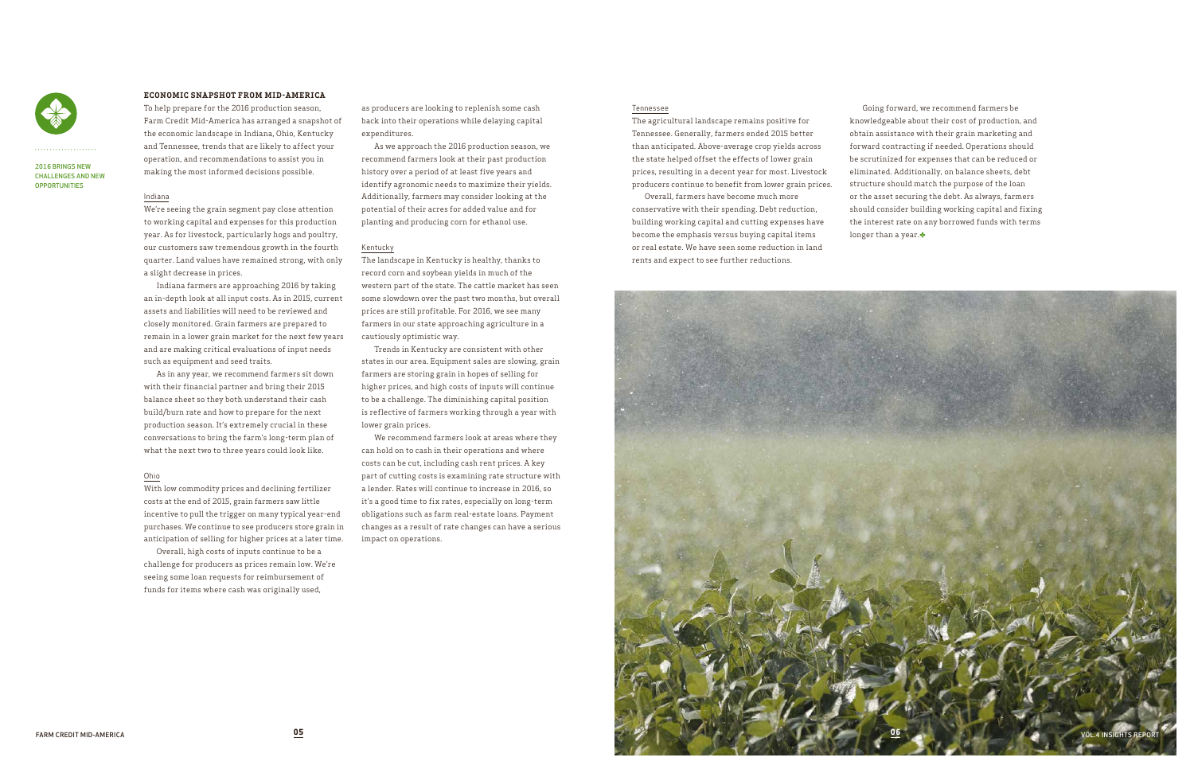2016 BRINGS NEW CHALLENGES AND NEW OPPORTUNITIES

## ECONOMIC SNAPSHOT FROM MID-AMERICA

To help prepare for the 2016 production season, Farm Credit Mid-America has arranged a snapshot of the economic landscape in Indiana, Ohio, Kentucky and Tennessee, trends that are likely to affect your operation, and recommendations to assist you in making the most informed decisions possible.

### Indiana

We're seeing the grain segment pay close attention to working capital and expenses for this production year. As for livestock, particularly hogs and poultry, our customers saw tremendous growth in the fourth quarter. Land values have remained strong, with only a slight decrease in prices.

Indiana farmers are approaching 2016 by taking an in-depth look at all input costs. As in 2015, current assets and liabilities will need to be reviewed and closely monitored. Grain farmers are prepared to remain in a lower grain market for the next few years and are making critical evaluations of input needs such as equipment and seed traits.

As in any year, we recommend farmers sit down with their financial partner and bring their 2015 balance sheet so they both understand their cash build/burn rate and how to prepare for the next production season. It's extremely crucial in these conversations to bring the farm's long-term plan of what the next two to three years could look like.

### Ohio

With low commodity prices and declining fertilizer costs at the end of 2015, grain farmers saw little incentive to pull the trigger on many typical year-end purchases. We continue to see producers store grain in anticipation of selling for higher prices at a later time.

Overall, high costs of inputs continue to be a challenge for producers as prices remain low. We're seeing some loan requests for reimbursement of funds for items where cash was originally used, as producers are looking to replenish some cash back into their operations while delaying capital expenditures.

As we approach the 2016 production season, we recommend farmers look at their past production history over a period of at least five years and identify agronomic needs to maximize their yields. Additionally, farmers may consider looking at the potential of their acres for added value and for planting and producing corn for ethanol use.

### Kentucky

The landscape in Kentucky is healthy, thanks to record corn and soybean yields in much of the western part of the state. The cattle market has seen some slowdown over the past two months, but overall prices are still profitable. For 2016, we see many farmers in our state approaching agriculture in a cautiously optimistic way.

Trends in Kentucky are consistent with other states in our area. Equipment sales are slowing, grain farmers are storing grain in hopes of selling for higher prices, and high costs of inputs will continue to be a challenge. The diminishing capital position is reflective of farmers working through a year with lower grain prices.

We recommend farmers look at areas where they can hold on to cash in their operations and where costs can be cut, including cash rent prices. A key part of cutting costs is examining rate structure with a lender. Rates will continue to increase in 2016, so it's a good time to fix rates, especially on long-term obligations such as farm real-estate loans. Payment changes as a result of rate changes can have a serious impact on operations.

### Tennessee

The agricultural landscape remains positive for Tennessee. Generally, farmers ended 2015 better than anticipated. Above-average crop yields across the state helped offset the effects of lower grain prices, resulting in a decent year for most. Livestock producers continue to benefit from lower grain prices.

Overall, farmers have become much more conservative with their spending. Debt reduction, building working capital and cutting expenses have become the emphasis versus buying capital items or real estate. We have seen some reduction in land rents and expect to see further reductions.

Going forward, we recommend farmers be knowledgeable about their cost of production, and obtain assistance with their grain marketing and forward contracting if needed. Operations should be scrutinized for expenses that can be reduced or eliminated. Additionally, on balance sheets, debt structure should match the purpose of the loan or the asset securing the debt. As always, farmers should consider building working capital and fixing the interest rate on any borrowed funds with terms longer than a year.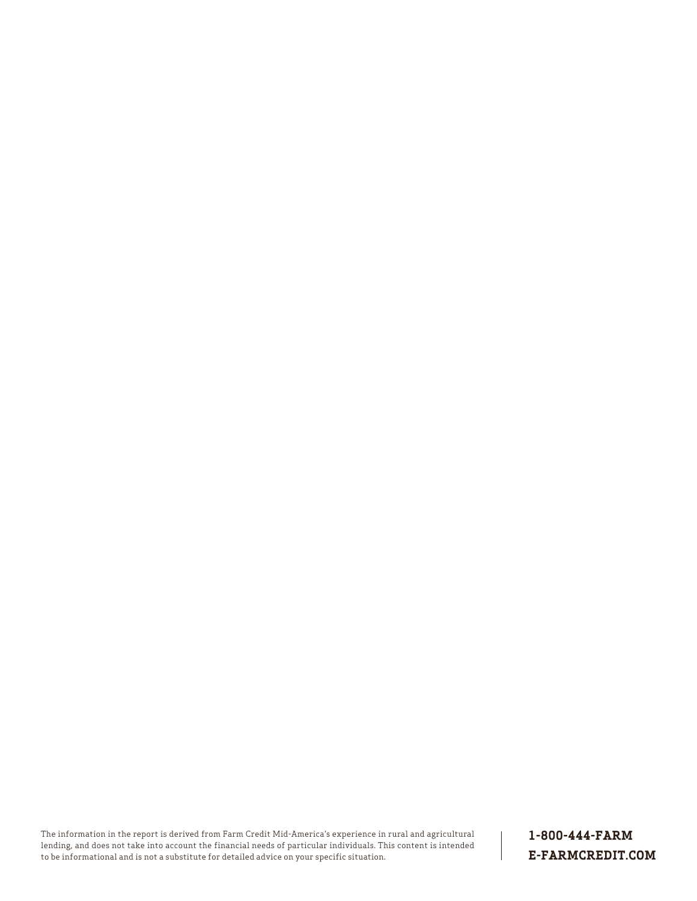The information in the report is derived from Farm Credit Mid-America's experience in rural and agricultural lending, and does not take into account the financial needs of particular individuals. This content is intended to be informational and is not a substitute for detailed advice on your specific situation.

**1-800-444-FARM**

**E-FARMCREDIT.COM**